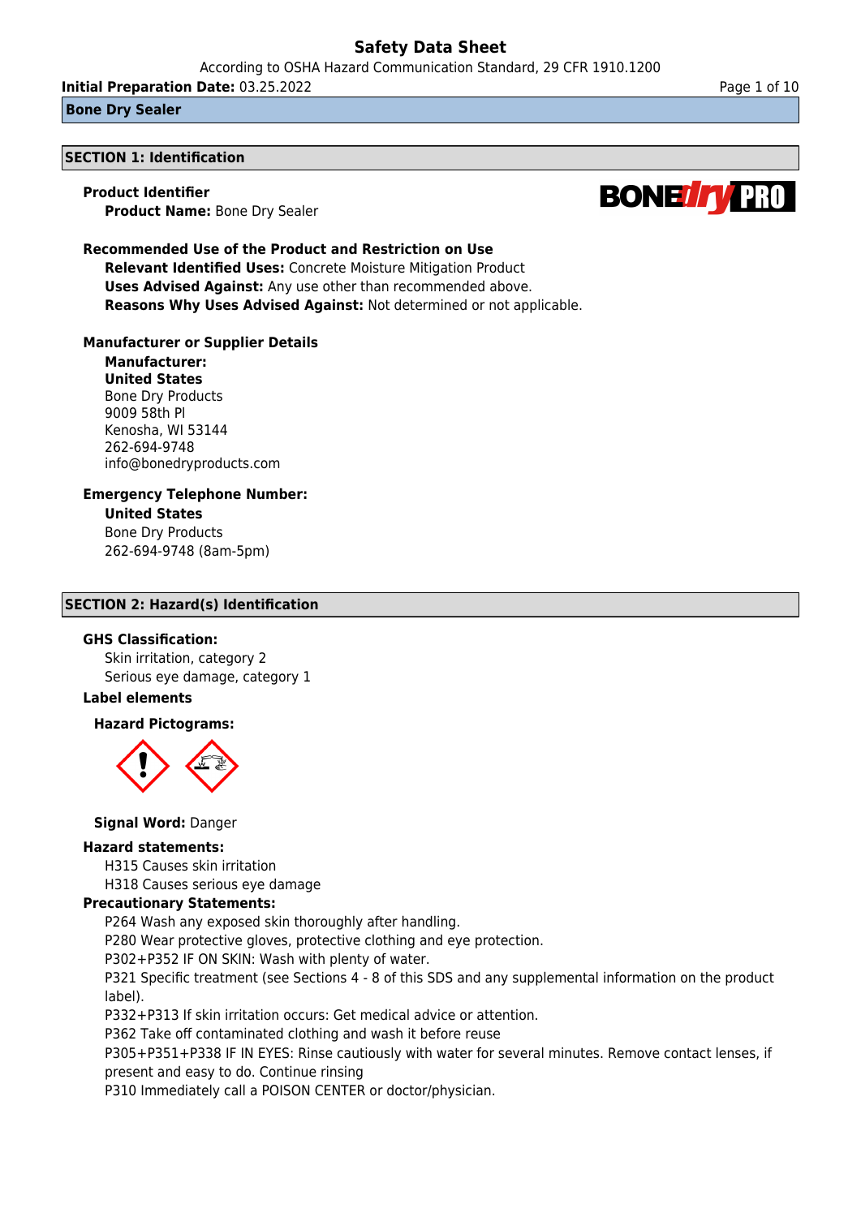# Safety Data Sheet

According to OSHA Hazard Communication Standard, 29 CFR 1910.1200

**Initial Preparation Date:** 03.25.2022

**Bone Dry Sealer**

## SECTION 1: Identification

**Product Identifier**

**Product Name:** Bone Dry Sealer

**Recommended Use of the Product and Restriction on Use**

**Relevant Identified Uses:** Concrete Moisture Mitigation Product
**Uses Advised Against:** Any use other than recommended above.
**Reasons Why Uses Advised Against:** Not determined or not applicable.

**Manufacturer or Supplier Details**

**Manufacturer:**
**United States**
Bone Dry Products
9009 58th Pl
Kenosha, WI 53144
262-694-9748
info@bonedryproducts.com

**Emergency Telephone Number:**

**United States**
Bone Dry Products
262-694-9748 (8am-5pm)

## SECTION 2: Hazard(s) Identification

**GHS Classification:**

Skin irritation, category 2
Serious eye damage, category 1

**Label elements**

**Hazard Pictograms:**

**Signal Word:** Danger

**Hazard statements:**

H315 Causes skin irritation
H318 Causes serious eye damage

**Precautionary Statements:**

P264 Wash any exposed skin thoroughly after handling.
P280 Wear protective gloves, protective clothing and eye protection.
P302+P352 IF ON SKIN: Wash with plenty of water.
P321 Specific treatment (see Sections 4 - 8 of this SDS and any supplemental information on the product label).
P332+P313 If skin irritation occurs: Get medical advice or attention.
P362 Take off contaminated clothing and wash it before reuse
P305+P351+P338 IF IN EYES: Rinse cautiously with water for several minutes. Remove contact lenses, if present and easy to do. Continue rinsing
P310 Immediately call a POISON CENTER or doctor/physician.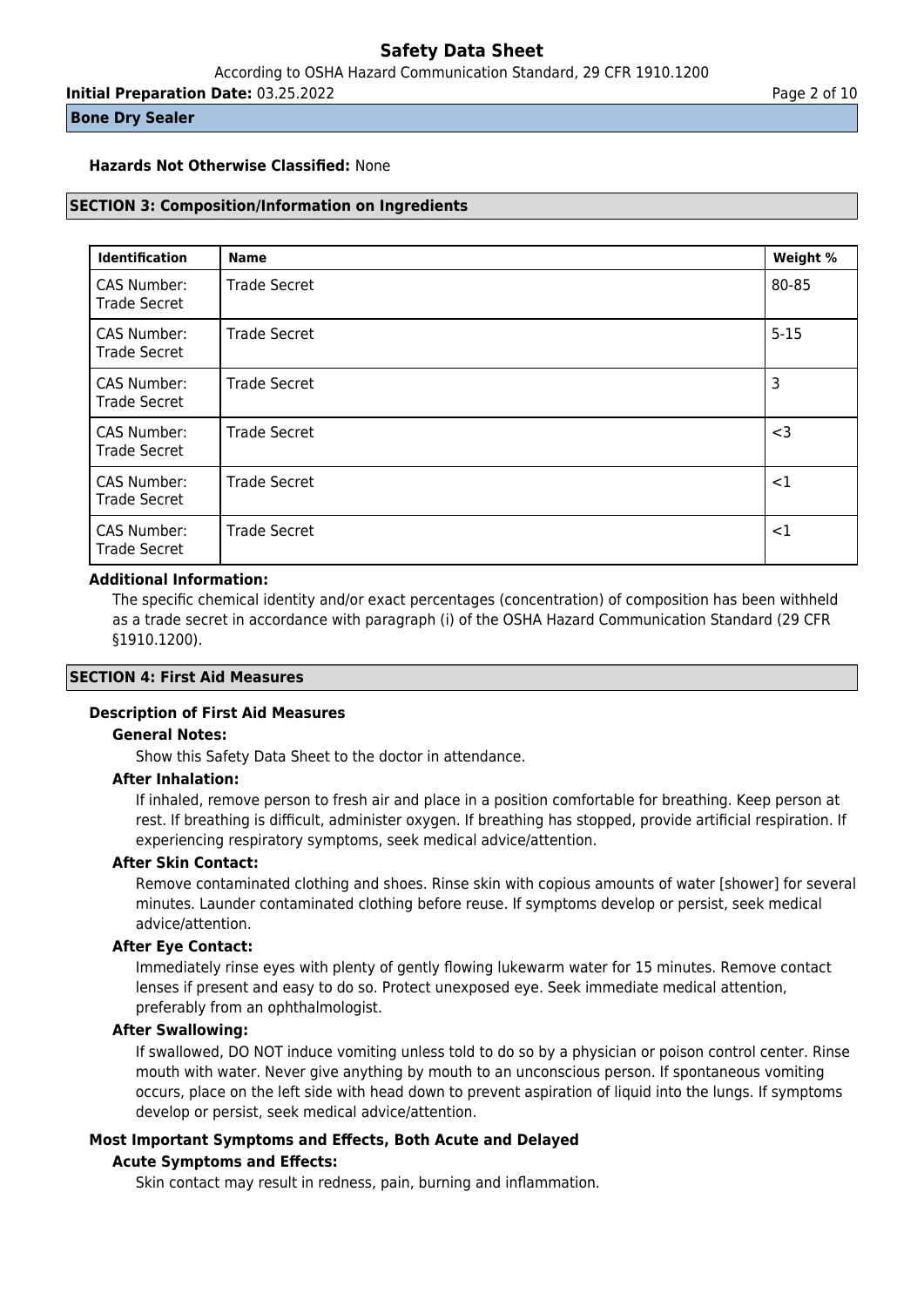**Hazards Not Otherwise Classified:** None

## SECTION 3: Composition/Information on Ingredients

| Identification | Name | Weight % |
|---|---|---|
| CAS Number: Trade Secret | Trade Secret | 80-85 |
| CAS Number: Trade Secret | Trade Secret | 5-15 |
| CAS Number: Trade Secret | Trade Secret | 3 |
| CAS Number: Trade Secret | Trade Secret | <3 |
| CAS Number: Trade Secret | Trade Secret | <1 |
| CAS Number: Trade Secret | Trade Secret | <1 |

**Additional Information:**

The specific chemical identity and/or exact percentages (concentration) of composition has been withheld as a trade secret in accordance with paragraph (i) of the OSHA Hazard Communication Standard (29 CFR §1910.1200).

## SECTION 4: First Aid Measures

### Description of First Aid Measures

**General Notes:**

Show this Safety Data Sheet to the doctor in attendance.

**After Inhalation:**

If inhaled, remove person to fresh air and place in a position comfortable for breathing. Keep person at rest. If breathing is difficult, administer oxygen. If breathing has stopped, provide artificial respiration. If experiencing respiratory symptoms, seek medical advice/attention.

**After Skin Contact:**

Remove contaminated clothing and shoes. Rinse skin with copious amounts of water [shower] for several minutes. Launder contaminated clothing before reuse. If symptoms develop or persist, seek medical advice/attention.

**After Eye Contact:**

Immediately rinse eyes with plenty of gently flowing lukewarm water for 15 minutes. Remove contact lenses if present and easy to do so. Protect unexposed eye. Seek immediate medical attention, preferably from an ophthalmologist.

**After Swallowing:**

If swallowed, DO NOT induce vomiting unless told to do so by a physician or poison control center. Rinse mouth with water. Never give anything by mouth to an unconscious person. If spontaneous vomiting occurs, place on the left side with head down to prevent aspiration of liquid into the lungs. If symptoms develop or persist, seek medical advice/attention.

### Most Important Symptoms and Effects, Both Acute and Delayed

**Acute Symptoms and Effects:**

Skin contact may result in redness, pain, burning and inflammation.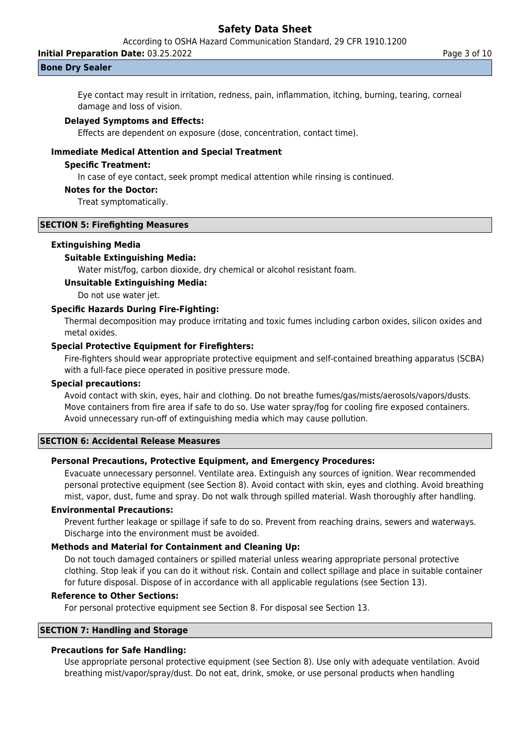Eye contact may result in irritation, redness, pain, inflammation, itching, burning, tearing, corneal damage and loss of vision.

**Delayed Symptoms and Effects:**

Effects are dependent on exposure (dose, concentration, contact time).

**Immediate Medical Attention and Special Treatment**

**Specific Treatment:**

In case of eye contact, seek prompt medical attention while rinsing is continued.

**Notes for the Doctor:**

Treat symptomatically.

## SECTION 5: Firefighting Measures

**Extinguishing Media**

**Suitable Extinguishing Media:**

Water mist/fog, carbon dioxide, dry chemical or alcohol resistant foam.

**Unsuitable Extinguishing Media:**

Do not use water jet.

**Specific Hazards During Fire-Fighting:**

Thermal decomposition may produce irritating and toxic fumes including carbon oxides, silicon oxides and metal oxides.

**Special Protective Equipment for Firefighters:**

Fire-fighters should wear appropriate protective equipment and self-contained breathing apparatus (SCBA) with a full-face piece operated in positive pressure mode.

**Special precautions:**

Avoid contact with skin, eyes, hair and clothing. Do not breathe fumes/gas/mists/aerosols/vapors/dusts. Move containers from fire area if safe to do so. Use water spray/fog for cooling fire exposed containers. Avoid unnecessary run-off of extinguishing media which may cause pollution.

## SECTION 6: Accidental Release Measures

**Personal Precautions, Protective Equipment, and Emergency Procedures:**

Evacuate unnecessary personnel. Ventilate area. Extinguish any sources of ignition. Wear recommended personal protective equipment (see Section 8). Avoid contact with skin, eyes and clothing. Avoid breathing mist, vapor, dust, fume and spray. Do not walk through spilled material. Wash thoroughly after handling.

**Environmental Precautions:**

Prevent further leakage or spillage if safe to do so. Prevent from reaching drains, sewers and waterways. Discharge into the environment must be avoided.

**Methods and Material for Containment and Cleaning Up:**

Do not touch damaged containers or spilled material unless wearing appropriate personal protective clothing. Stop leak if you can do it without risk. Contain and collect spillage and place in suitable container for future disposal. Dispose of in accordance with all applicable regulations (see Section 13).

**Reference to Other Sections:**

For personal protective equipment see Section 8. For disposal see Section 13.

## SECTION 7: Handling and Storage

**Precautions for Safe Handling:**

Use appropriate personal protective equipment (see Section 8). Use only with adequate ventilation. Avoid breathing mist/vapor/spray/dust. Do not eat, drink, smoke, or use personal products when handling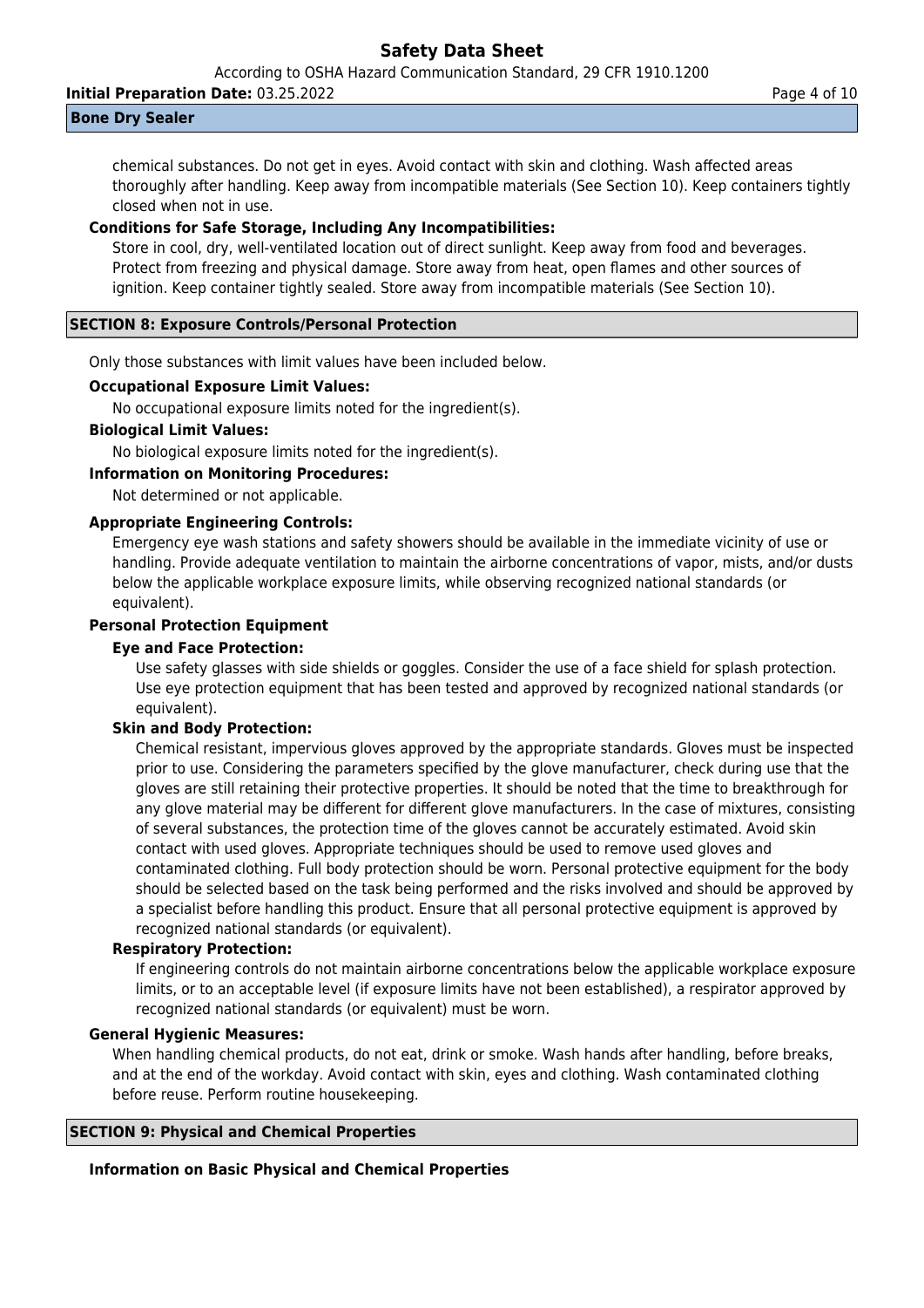chemical substances. Do not get in eyes. Avoid contact with skin and clothing. Wash affected areas thoroughly after handling. Keep away from incompatible materials (See Section 10). Keep containers tightly closed when not in use.

**Conditions for Safe Storage, Including Any Incompatibilities:**

Store in cool, dry, well-ventilated location out of direct sunlight. Keep away from food and beverages. Protect from freezing and physical damage. Store away from heat, open flames and other sources of ignition. Keep container tightly sealed. Store away from incompatible materials (See Section 10).

## SECTION 8: Exposure Controls/Personal Protection

Only those substances with limit values have been included below.

**Occupational Exposure Limit Values:**

No occupational exposure limits noted for the ingredient(s).

**Biological Limit Values:**

No biological exposure limits noted for the ingredient(s).

**Information on Monitoring Procedures:**

Not determined or not applicable.

**Appropriate Engineering Controls:**

Emergency eye wash stations and safety showers should be available in the immediate vicinity of use or handling. Provide adequate ventilation to maintain the airborne concentrations of vapor, mists, and/or dusts below the applicable workplace exposure limits, while observing recognized national standards (or equivalent).

**Personal Protection Equipment**

**Eye and Face Protection:**

Use safety glasses with side shields or goggles. Consider the use of a face shield for splash protection. Use eye protection equipment that has been tested and approved by recognized national standards (or equivalent).

**Skin and Body Protection:**

Chemical resistant, impervious gloves approved by the appropriate standards. Gloves must be inspected prior to use. Considering the parameters specified by the glove manufacturer, check during use that the gloves are still retaining their protective properties. It should be noted that the time to breakthrough for any glove material may be different for different glove manufacturers. In the case of mixtures, consisting of several substances, the protection time of the gloves cannot be accurately estimated. Avoid skin contact with used gloves. Appropriate techniques should be used to remove used gloves and contaminated clothing. Full body protection should be worn. Personal protective equipment for the body should be selected based on the task being performed and the risks involved and should be approved by a specialist before handling this product. Ensure that all personal protective equipment is approved by recognized national standards (or equivalent).

**Respiratory Protection:**

If engineering controls do not maintain airborne concentrations below the applicable workplace exposure limits, or to an acceptable level (if exposure limits have not been established), a respirator approved by recognized national standards (or equivalent) must be worn.

**General Hygienic Measures:**

When handling chemical products, do not eat, drink or smoke. Wash hands after handling, before breaks, and at the end of the workday. Avoid contact with skin, eyes and clothing. Wash contaminated clothing before reuse. Perform routine housekeeping.

## SECTION 9: Physical and Chemical Properties

**Information on Basic Physical and Chemical Properties**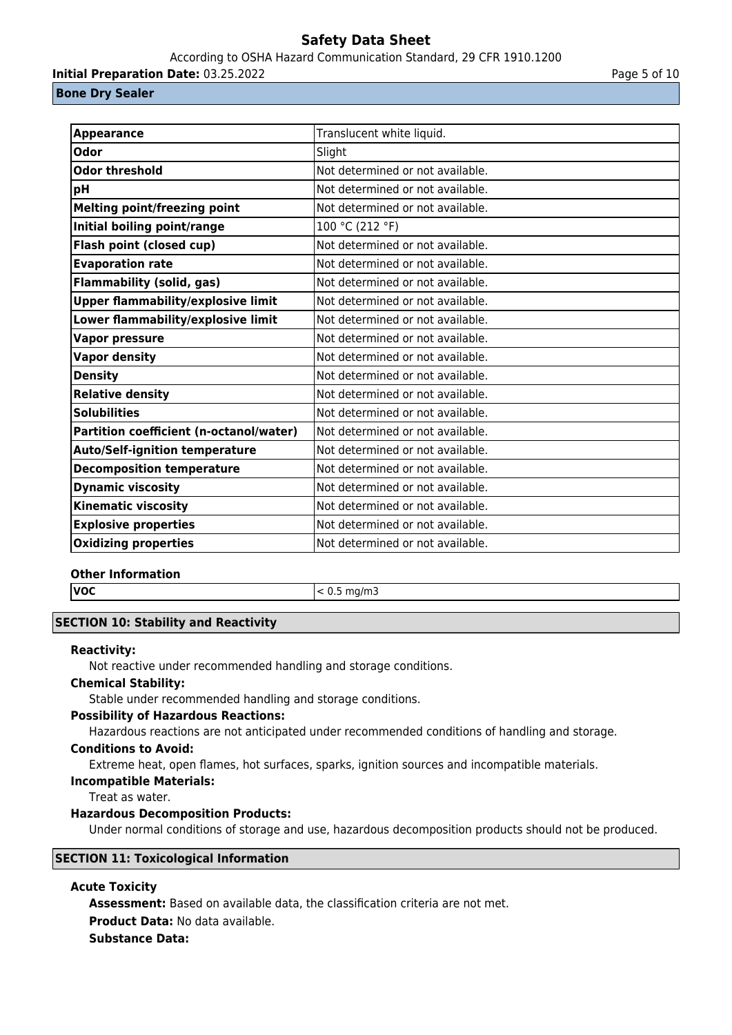| Appearance | Translucent white liquid. |
| --- | --- |
| Odor | Slight |
| Odor threshold | Not determined or not available. |
| pH | Not determined or not available. |
| Melting point/freezing point | Not determined or not available. |
| Initial boiling point/range | 100 °C (212 °F) |
| Flash point (closed cup) | Not determined or not available. |
| Evaporation rate | Not determined or not available. |
| Flammability (solid, gas) | Not determined or not available. |
| Upper flammability/explosive limit | Not determined or not available. |
| Lower flammability/explosive limit | Not determined or not available. |
| Vapor pressure | Not determined or not available. |
| Vapor density | Not determined or not available. |
| Density | Not determined or not available. |
| Relative density | Not determined or not available. |
| Solubilities | Not determined or not available. |
| Partition coefficient (n-octanol/water) | Not determined or not available. |
| Auto/Self-ignition temperature | Not determined or not available. |
| Decomposition temperature | Not determined or not available. |
| Dynamic viscosity | Not determined or not available. |
| Kinematic viscosity | Not determined or not available. |
| Explosive properties | Not determined or not available. |
| Oxidizing properties | Not determined or not available. |

**Other Information**

| VOC | < 0.5 mg/m3 |
| --- | --- |

## SECTION 10: Stability and Reactivity

**Reactivity:**

Not reactive under recommended handling and storage conditions.

**Chemical Stability:**

Stable under recommended handling and storage conditions.

**Possibility of Hazardous Reactions:**

Hazardous reactions are not anticipated under recommended conditions of handling and storage.

**Conditions to Avoid:**

Extreme heat, open flames, hot surfaces, sparks, ignition sources and incompatible materials.

**Incompatible Materials:**

Treat as water.

**Hazardous Decomposition Products:**

Under normal conditions of storage and use, hazardous decomposition products should not be produced.

## SECTION 11: Toxicological Information

**Acute Toxicity**

**Assessment:** Based on available data, the classification criteria are not met.

**Product Data:** No data available.

**Substance Data:**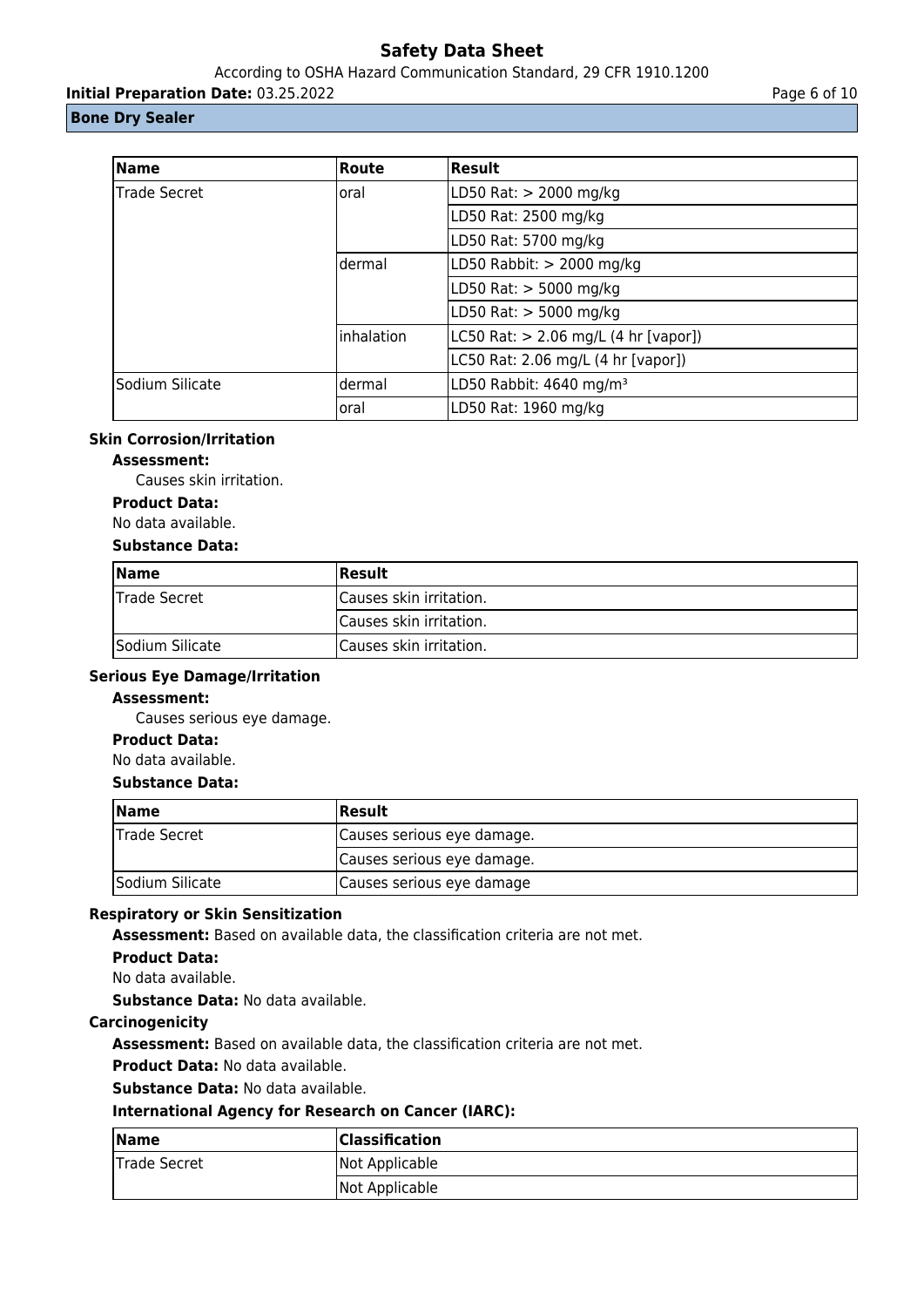| Name | Route | Result |
| --- | --- | --- |
| Trade Secret | oral | LD50 Rat: > 2000 mg/kg |
| | | LD50 Rat: 2500 mg/kg |
| | | LD50 Rat: 5700 mg/kg |
| | dermal | LD50 Rabbit: > 2000 mg/kg |
| | | LD50 Rat: > 5000 mg/kg |
| | | LD50 Rat: > 5000 mg/kg |
| | inhalation | LC50 Rat: > 2.06 mg/L (4 hr [vapor]) |
| | | LC50 Rat: 2.06 mg/L (4 hr [vapor]) |
| Sodium Silicate | dermal | LD50 Rabbit: 4640 mg/m$^3$ |
| | oral | LD50 Rat: 1960 mg/kg |

### Skin Corrosion/Irritation

**Assessment:**

Causes skin irritation.

**Product Data:**

No data available.

**Substance Data:**

| Name | Result |
| --- | --- |
| Trade Secret | Causes skin irritation. |
| | Causes skin irritation. |
| Sodium Silicate | Causes skin irritation. |

### Serious Eye Damage/Irritation

**Assessment:**

Causes serious eye damage.

**Product Data:**

No data available.

**Substance Data:**

| Name | Result |
| --- | --- |
| Trade Secret | Causes serious eye damage. |
| | Causes serious eye damage. |
| Sodium Silicate | Causes serious eye damage |

### Respiratory or Skin Sensitization

**Assessment:** Based on available data, the classification criteria are not met.

**Product Data:**

No data available.

**Substance Data:** No data available.

### Carcinogenicity

**Assessment:** Based on available data, the classification criteria are not met.

**Product Data:** No data available.

**Substance Data:** No data available.

**International Agency for Research on Cancer (IARC):**

| Name | Classification |
| --- | --- |
| Trade Secret | Not Applicable |
| | Not Applicable |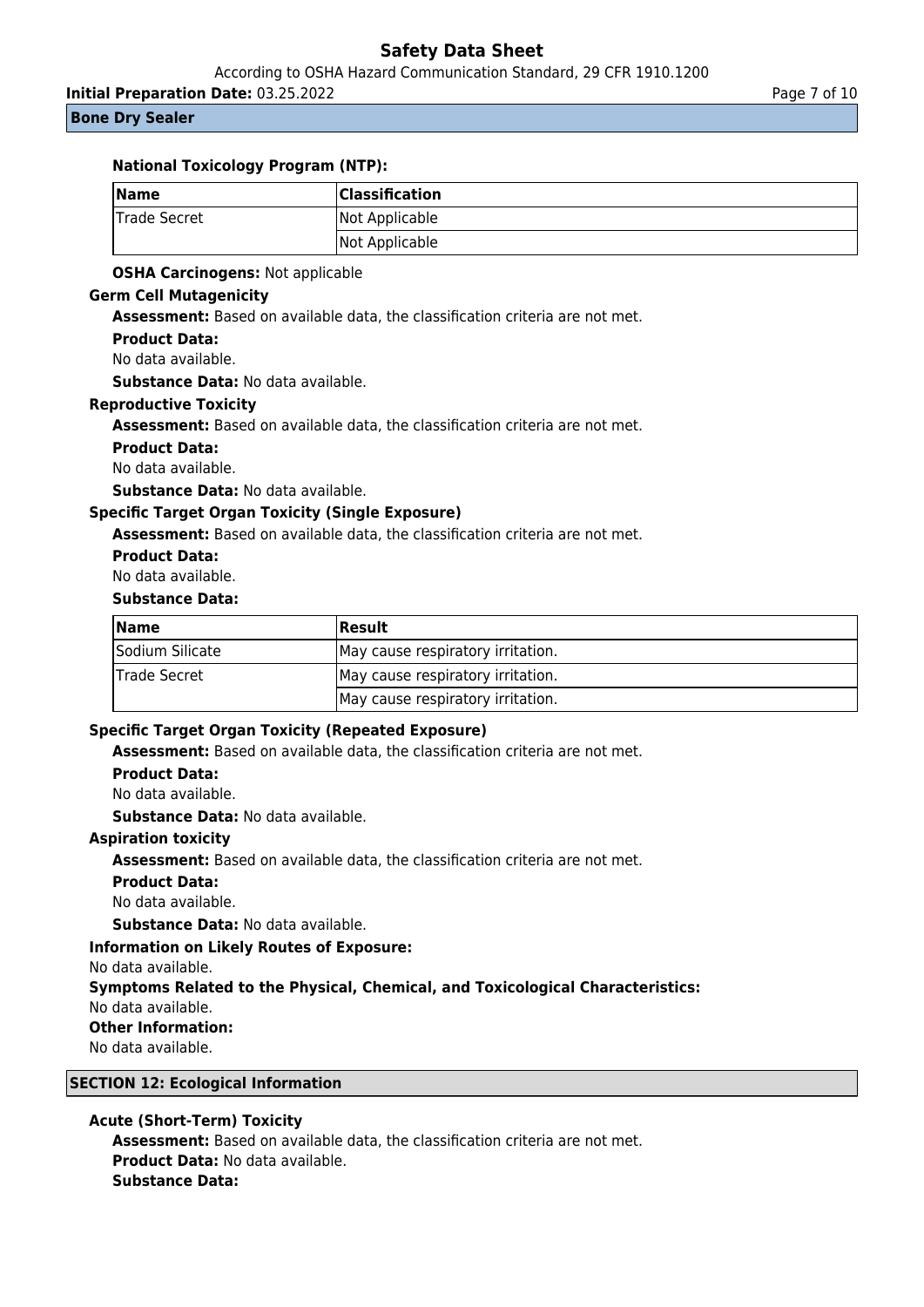**National Toxicology Program (NTP):**

| Name | Classification |
|---|---|
| Trade Secret | Not Applicable |
| | Not Applicable |

**OSHA Carcinogens:** Not applicable

**Germ Cell Mutagenicity**

**Assessment:** Based on available data, the classification criteria are not met.

**Product Data:**

No data available.

**Substance Data:** No data available.

**Reproductive Toxicity**

**Assessment:** Based on available data, the classification criteria are not met.

**Product Data:**

No data available.

**Substance Data:** No data available.

**Specific Target Organ Toxicity (Single Exposure)**

**Assessment:** Based on available data, the classification criteria are not met.

**Product Data:**

No data available.

**Substance Data:**

| Name | Result |
|---|---|
| Sodium Silicate | May cause respiratory irritation. |
| Trade Secret | May cause respiratory irritation. |
| | May cause respiratory irritation. |

**Specific Target Organ Toxicity (Repeated Exposure)**

**Assessment:** Based on available data, the classification criteria are not met.

**Product Data:**

No data available.

**Substance Data:** No data available.

**Aspiration toxicity**

**Assessment:** Based on available data, the classification criteria are not met.

**Product Data:**

No data available.

**Substance Data:** No data available.

**Information on Likely Routes of Exposure:**

No data available.

**Symptoms Related to the Physical, Chemical, and Toxicological Characteristics:**

No data available.

**Other Information:**

No data available.

## SECTION 12: Ecological Information

**Acute (Short-Term) Toxicity**

**Assessment:** Based on available data, the classification criteria are not met.

**Product Data:** No data available.

**Substance Data:**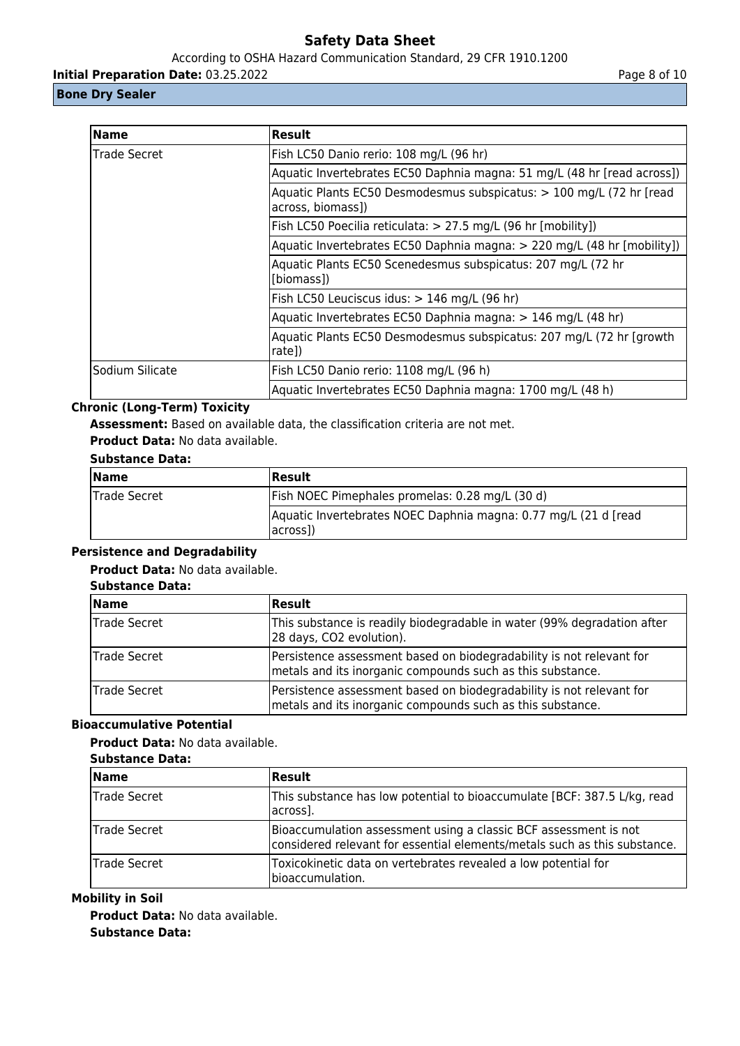| Name | Result |
| --- | --- |
| Trade Secret | Fish LC50 Danio rerio: 108 mg/L (96 hr) |
| | Aquatic Invertebrates EC50 Daphnia magna: 51 mg/L (48 hr [read across]) |
| | Aquatic Plants EC50 Desmodesmus subspicatus: > 100 mg/L (72 hr [read across, biomass]) |
| | Fish LC50 Poecilia reticulata: > 27.5 mg/L (96 hr [mobility]) |
| | Aquatic Invertebrates EC50 Daphnia magna: > 220 mg/L (48 hr [mobility]) |
| | Aquatic Plants EC50 Scenedesmus subspicatus: 207 mg/L (72 hr [biomass]) |
| | Fish LC50 Leuciscus idus: > 146 mg/L (96 hr) |
| | Aquatic Invertebrates EC50 Daphnia magna: > 146 mg/L (48 hr) |
| | Aquatic Plants EC50 Desmodesmus subspicatus: 207 mg/L (72 hr [growth rate]) |
| Sodium Silicate | Fish LC50 Danio rerio: 1108 mg/L (96 h) |
| | Aquatic Invertebrates EC50 Daphnia magna: 1700 mg/L (48 h) |

**Chronic (Long-Term) Toxicity**

**Assessment:** Based on available data, the classification criteria are not met.

**Product Data:** No data available.

**Substance Data:**

| Name | Result |
| --- | --- |
| Trade Secret | Fish NOEC Pimephales promelas: 0.28 mg/L (30 d) |
| | Aquatic Invertebrates NOEC Daphnia magna: 0.77 mg/L (21 d [read across]) |

**Persistence and Degradability**

**Product Data:** No data available.

**Substance Data:**

| Name | Result |
| --- | --- |
| Trade Secret | This substance is readily biodegradable in water (99% degradation after 28 days, CO2 evolution). |
| Trade Secret | Persistence assessment based on biodegradability is not relevant for metals and its inorganic compounds such as this substance. |
| Trade Secret | Persistence assessment based on biodegradability is not relevant for metals and its inorganic compounds such as this substance. |

**Bioaccumulative Potential**

**Product Data:** No data available.

**Substance Data:**

| Name | Result |
| --- | --- |
| Trade Secret | This substance has low potential to bioaccumulate [BCF: 387.5 L/kg, read across]. |
| Trade Secret | Bioaccumulation assessment using a classic BCF assessment is not considered relevant for essential elements/metals such as this substance. |
| Trade Secret | Toxicokinetic data on vertebrates revealed a low potential for bioaccumulation. |

**Mobility in Soil**

**Product Data:** No data available.

**Substance Data:**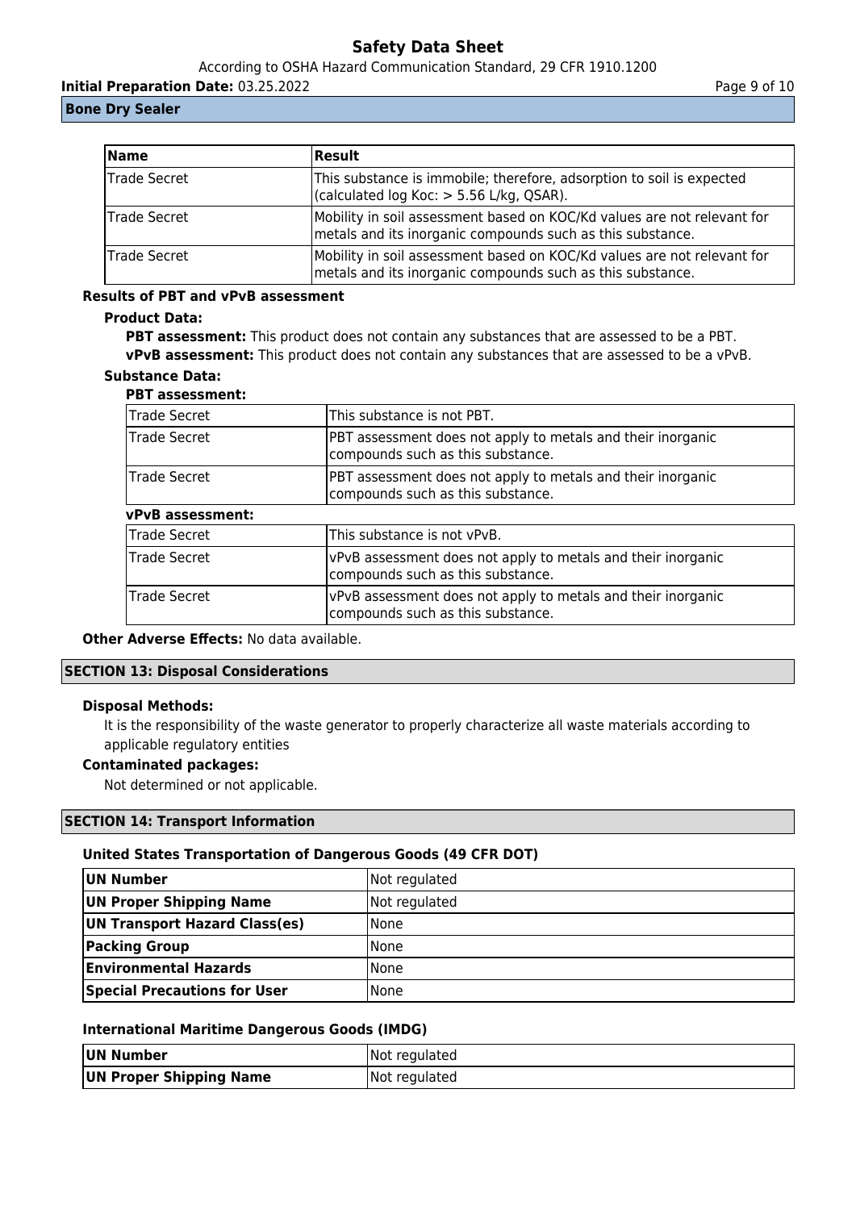| Name | Result |
| --- | --- |
| Trade Secret | This substance is immobile; therefore, adsorption to soil is expected (calculated log Koc: > 5.56 L/kg, QSAR). |
| Trade Secret | Mobility in soil assessment based on KOC/Kd values are not relevant for metals and its inorganic compounds such as this substance. |
| Trade Secret | Mobility in soil assessment based on KOC/Kd values are not relevant for metals and its inorganic compounds such as this substance. |

**Results of PBT and vPvB assessment**

**Product Data:**

**PBT assessment:** This product does not contain any substances that are assessed to be a PBT.
**vPvB assessment:** This product does not contain any substances that are assessed to be a vPvB.

**Substance Data:**

**PBT assessment:**

| | |
| --- | --- |
| Trade Secret | This substance is not PBT. |
| Trade Secret | PBT assessment does not apply to metals and their inorganic compounds such as this substance. |
| Trade Secret | PBT assessment does not apply to metals and their inorganic compounds such as this substance. |

**vPvB assessment:**

| | |
| --- | --- |
| Trade Secret | This substance is not vPvB. |
| Trade Secret | vPvB assessment does not apply to metals and their inorganic compounds such as this substance. |
| Trade Secret | vPvB assessment does not apply to metals and their inorganic compounds such as this substance. |

**Other Adverse Effects:** No data available.

## SECTION 13: Disposal Considerations

**Disposal Methods:**

It is the responsibility of the waste generator to properly characterize all waste materials according to applicable regulatory entities

**Contaminated packages:**

Not determined or not applicable.

## SECTION 14: Transport Information

**United States Transportation of Dangerous Goods (49 CFR DOT)**

| | |
| --- | --- |
| **UN Number** | Not regulated |
| **UN Proper Shipping Name** | Not regulated |
| **UN Transport Hazard Class(es)** | None |
| **Packing Group** | None |
| **Environmental Hazards** | None |
| **Special Precautions for User** | None |

**International Maritime Dangerous Goods (IMDG)**

| | |
| --- | --- |
| **UN Number** | Not regulated |
| **UN Proper Shipping Name** | Not regulated |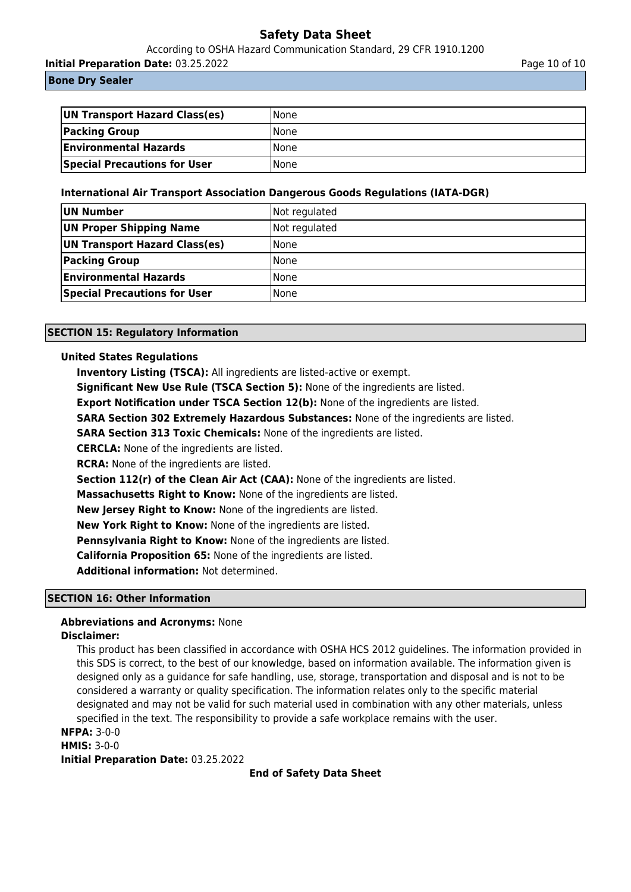| | |
|---|---|
| **UN Transport Hazard Class(es)** | None |
| **Packing Group** | None |
| **Environmental Hazards** | None |
| **Special Precautions for User** | None |

**International Air Transport Association Dangerous Goods Regulations (IATA-DGR)**

| | |
|---|---|
| **UN Number** | Not regulated |
| **UN Proper Shipping Name** | Not regulated |
| **UN Transport Hazard Class(es)** | None |
| **Packing Group** | None |
| **Environmental Hazards** | None |
| **Special Precautions for User** | None |

## SECTION 15: Regulatory Information

**United States Regulations**

**Inventory Listing (TSCA):** All ingredients are listed-active or exempt.

**Significant New Use Rule (TSCA Section 5):** None of the ingredients are listed.

**Export Notification under TSCA Section 12(b):** None of the ingredients are listed.

**SARA Section 302 Extremely Hazardous Substances:** None of the ingredients are listed.

**SARA Section 313 Toxic Chemicals:** None of the ingredients are listed.

**CERCLA:** None of the ingredients are listed.

**RCRA:** None of the ingredients are listed.

**Section 112(r) of the Clean Air Act (CAA):** None of the ingredients are listed.

**Massachusetts Right to Know:** None of the ingredients are listed.

**New Jersey Right to Know:** None of the ingredients are listed.

**New York Right to Know:** None of the ingredients are listed.

**Pennsylvania Right to Know:** None of the ingredients are listed.

**California Proposition 65:** None of the ingredients are listed.

**Additional information:** Not determined.

## SECTION 16: Other Information

**Abbreviations and Acronyms:** None

**Disclaimer:**

This product has been classified in accordance with OSHA HCS 2012 guidelines. The information provided in this SDS is correct, to the best of our knowledge, based on information available. The information given is designed only as a guidance for safe handling, use, storage, transportation and disposal and is not to be considered a warranty or quality specification. The information relates only to the specific material designated and may not be valid for such material used in combination with any other materials, unless specified in the text. The responsibility to provide a safe workplace remains with the user.

**NFPA:** 3-0-0

**HMIS:** 3-0-0

**Initial Preparation Date:** 03.25.2022

**End of Safety Data Sheet**